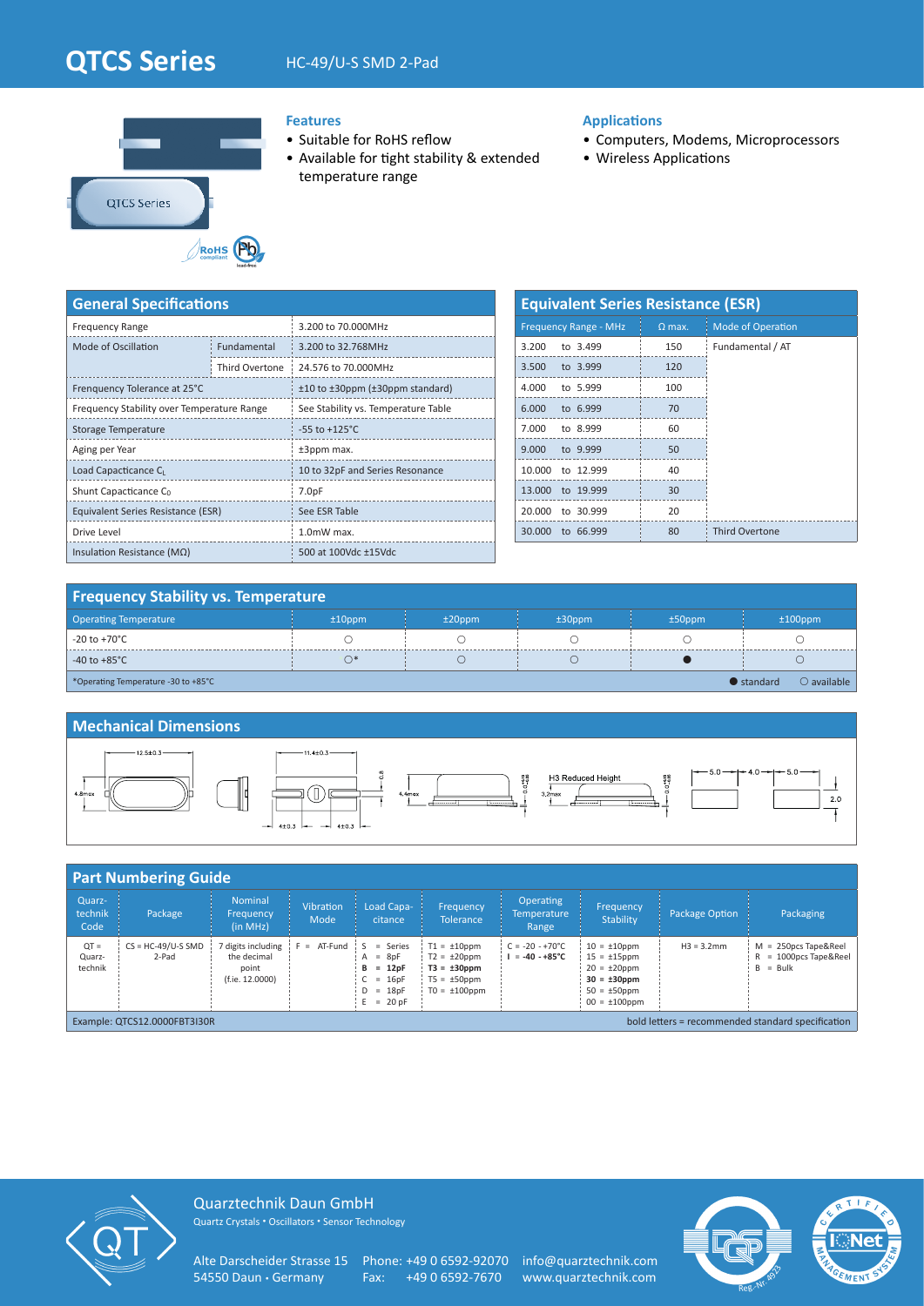# QTCS Series

HC-49/U-S SMD 2-Pad

## Features

- Suitable for RoHS reflow
- Available for tight stability & extended temperature range

## Applications

- Computers, Modems, Microprocessors
- Wireless Applications

## General Specifications

| Parameter | | Value |
|---|---|---|
| Frequency Range | | 3.200 to 70.000MHz |
| Mode of Oscillation | Fundamental | 3.200 to 32.768MHz |
| | Third Overtone | 24.576 to 70.000MHz |
| Frenquency Tolerance at 25°C | | ±10 to ±30ppm (±30ppm standard) |
| Frequency Stability over Temperature Range | | See Stability vs. Temperature Table |
| Storage Temperature | | -55 to +125°C |
| Aging per Year | | ±3ppm max. |
| Load Capacitance $C_L$ | | 10 to 32pF and Series Resonance |
| Shunt Capacitance $C_0$ | | 7.0pF |
| Equivalent Series Resistance (ESR) | | See ESR Table |
| Drive Level | | 1.0mW max. |
| Insulation Resistance (MΩ) | | 500 at 100Vdc ±15Vdc |

## Equivalent Series Resistance (ESR)

| Frequency Range - MHz | Ω max. | Mode of Operation |
|---|---|---|
| 3.200 to 3.499 | 150 | Fundamental / AT |
| 3.500 to 3.999 | 120 | |
| 4.000 to 5.999 | 100 | |
| 6.000 to 6.999 | 70 | |
| 7.000 to 8.999 | 60 | |
| 9.000 to 9.999 | 50 | |
| 10.000 to 12.999 | 40 | |
| 13.000 to 19.999 | 30 | |
| 20.000 to 30.999 | 20 | |
| 30.000 to 66.999 | 80 | Third Overtone |

## Frequency Stability vs. Temperature

| Operating Temperature | ±10ppm | ±20ppm | ±30ppm | ±50ppm | ±100ppm |
|---|---|---|---|---|---|
| -20 to +70°C | ○ | ○ | ○ | ○ | ○ |
| -40 to +85°C | ○* | ○ | ○ | ● | ○ |

*Operating Temperature -30 to +85°C

● standard ○ available

## Mechanical Dimensions

12.5±0.3; 4.8max; 11.4±0.3; 0.8; 4±0.3; 4±0.3; 4.4max; H3 Reduced Height; 3.2max; 5.0; 4.0; 5.0; 2.0

## Part Numbering Guide

| Quarztechnik Code | Package | Nominal Frequency (in MHz) | Vibration Mode | Load Capacitance | Frequency Tolerance | Operating Temperature Range | Frequency Stability | Package Option | Packaging |
|---|---|---|---|---|---|---|---|---|---|
| QT = Quarztechnik | CS = HC-49/U-S SMD 2-Pad | 7 digits including the decimal point (f.ie. 12.0000) | F = AT-Fund | S = Series<br>A = 8pF<br>**B = 12pF**<br>C = 16pF<br>D = 18pF<br>E = 20 pF | T1 = ±10ppm<br>T2 = ±20ppm<br>**T3 = ±30ppm**<br>T5 = ±50ppm<br>T0 = ±100ppm | C = -20 - +70°C<br>**I = -40 - +85°C** | 10 = ±10ppm<br>15 = ±15ppm<br>20 = ±20ppm<br>**30 = ±30ppm**<br>50 = ±50ppm<br>00 = ±100ppm | H3 = 3.2mm | M = 250pcs Tape&Reel<br>R = 1000pcs Tape&Reel<br>B = Bulk |

Example: QTCS12.0000FBT3I30R

bold letters = recommended standard specification

Quarztechnik Daun GmbH
Quartz Crystals • Oscillators • Sensor Technology

Alte Darscheider Strasse 15
54550 Daun • Germany

Phone: +49 0 6592-92070
Fax: +49 0 6592-7670

info@quarztechnik.com
www.quarztechnik.com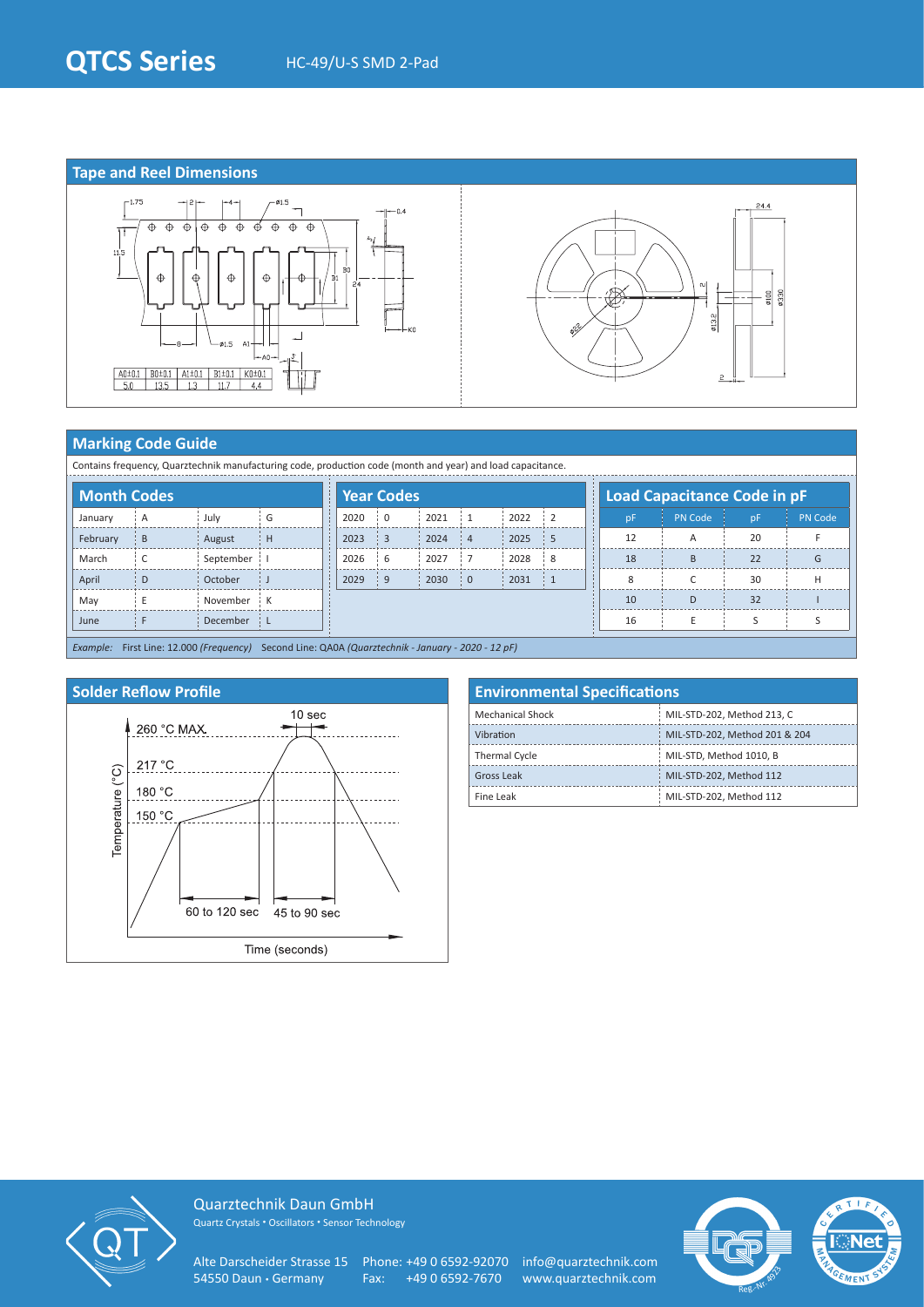# QTCS Series

HC-49/U-S SMD 2-Pad

## Tape and Reel Dimensions

1.75
2
4
ø1.5
0.4
11.5
B0
B1
24
K0
8
ø1.5
A1
A0
2

| A0±0.1 | B0±0.1 | A1±0.1 | B1±0.1 | K0±0.1 |
|---|---|---|---|---|
| 5.0 | 13.5 | 1.3 | 11.7 | 4.4 |

24.4
2
ø22
ø13.2
ø100
ø330
2

## Marking Code Guide

Contains frequency, Quarztechnik manufacturing code, production code (month and year) and load capacitance.

### Month Codes

| | | | |
|---|---|---|---|
| January | A | July | G |
| February | B | August | H |
| March | C | September | I |
| April | D | October | J |
| May | E | November | K |
| June | F | December | L |

### Year Codes

| | | | | | |
|---|---|---|---|---|---|
| 2020 | 0 | 2021 | 1 | 2022 | 2 |
| 2023 | 3 | 2024 | 4 | 2025 | 5 |
| 2026 | 6 | 2027 | 7 | 2028 | 8 |
| 2029 | 9 | 2030 | 0 | 2031 | 1 |

### Load Capacitance Code in pF

| pF | PN Code | pF | PN Code |
|---|---|---|---|
| 12 | A | 20 | F |
| 18 | B | 22 | G |
| 8 | C | 30 | H |
| 10 | D | 32 | I |
| 16 | E | S | S |

*Example:* First Line: 12.000 *(Frequency)* Second Line: QA0A *(Quarztechnik - January - 2020 - 12 pF)*

## Solder Reflow Profile

10 sec
260 °C MAX.
217 °C
180 °C
150 °C
Temperature (°C)
60 to 120 sec
45 to 90 sec
Time (seconds)

## Environmental Specifications

| | |
|---|---|
| Mechanical Shock | MIL-STD-202, Method 213, C |
| Vibration | MIL-STD-202, Method 201 & 204 |
| Thermal Cycle | MIL-STD, Method 1010, B |
| Gross Leak | MIL-STD-202, Method 112 |
| Fine Leak | MIL-STD-202, Method 112 |

Quarztechnik Daun GmbH
Quartz Crystals • Oscillators • Sensor Technology

Alte Darscheider Strasse 15
54550 Daun • Germany

Phone: +49 0 6592-92070
Fax: +49 0 6592-7670

info@quarztechnik.com
www.quarztechnik.com